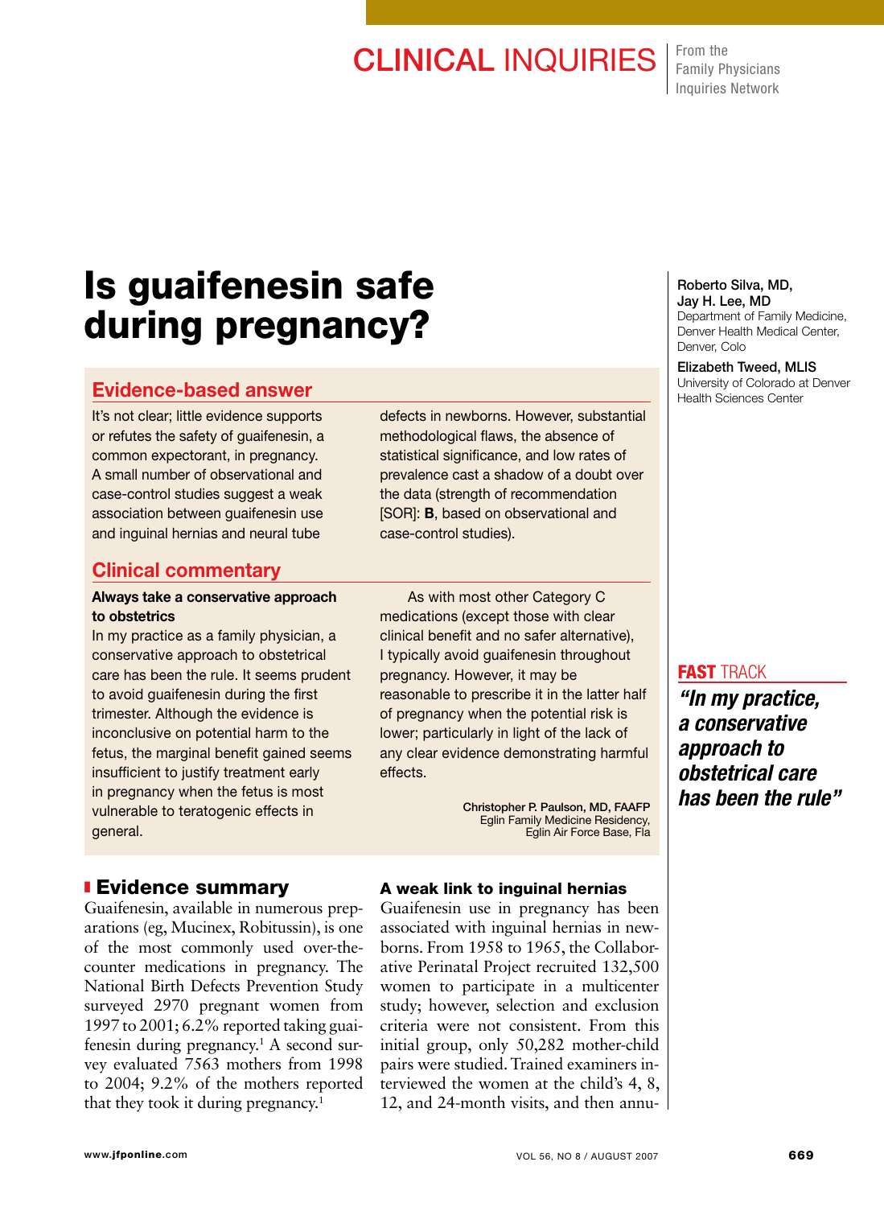# Is guaifenesin safe during pregnancy?

**Roberto Silva, MD, Jay H. Lee, MD**
Department of Family Medicine, Denver Health Medical Center, Denver, Colo

**Elizabeth Tweed, MLIS**
University of Colorado at Denver Health Sciences Center

## Evidence-based answer

It's not clear; little evidence supports or refutes the safety of guaifenesin, a common expectorant, in pregnancy. A small number of observational and case-control studies suggest a weak association between guaifenesin use and inguinal hernias and neural tube defects in newborns. However, substantial methodological flaws, the absence of statistical significance, and low rates of prevalence cast a shadow of a doubt over the data (strength of recommendation [SOR]: **B**, based on observational and case-control studies).

## Clinical commentary

**Always take a conservative approach to obstetrics**

In my practice as a family physician, a conservative approach to obstetrical care has been the rule. It seems prudent to avoid guaifenesin during the first trimester. Although the evidence is inconclusive on potential harm to the fetus, the marginal benefit gained seems insufficient to justify treatment early in pregnancy when the fetus is most vulnerable to teratogenic effects in general.

As with most other Category C medications (except those with clear clinical benefit and no safer alternative), I typically avoid guaifenesin throughout pregnancy. However, it may be reasonable to prescribe it in the latter half of pregnancy when the potential risk is lower; particularly in light of the lack of any clear evidence demonstrating harmful effects.

Christopher P. Paulson, MD, FAAFP
Eglin Family Medicine Residency, Eglin Air Force Base, Fla

**FAST TRACK**

*"In my practice, a conservative approach to obstetrical care has been the rule"*

## Evidence summary

Guaifenesin, available in numerous preparations (eg, Mucinex, Robitussin), is one of the most commonly used over-the-counter medications in pregnancy. The National Birth Defects Prevention Study surveyed 2970 pregnant women from 1997 to 2001; 6.2% reported taking guaifenesin during pregnancy.[1] A second survey evaluated 7563 mothers from 1998 to 2004; 9.2% of the mothers reported that they took it during pregnancy.[1]

### A weak link to inguinal hernias

Guaifenesin use in pregnancy has been associated with inguinal hernias in newborns. From 1958 to 1965, the Collaborative Perinatal Project recruited 132,500 women to participate in a multicenter study; however, selection and exclusion criteria were not consistent. From this initial group, only 50,282 mother-child pairs were studied. Trained examiners interviewed the women at the child's 4, 8, 12, and 24-month visits, and then annu-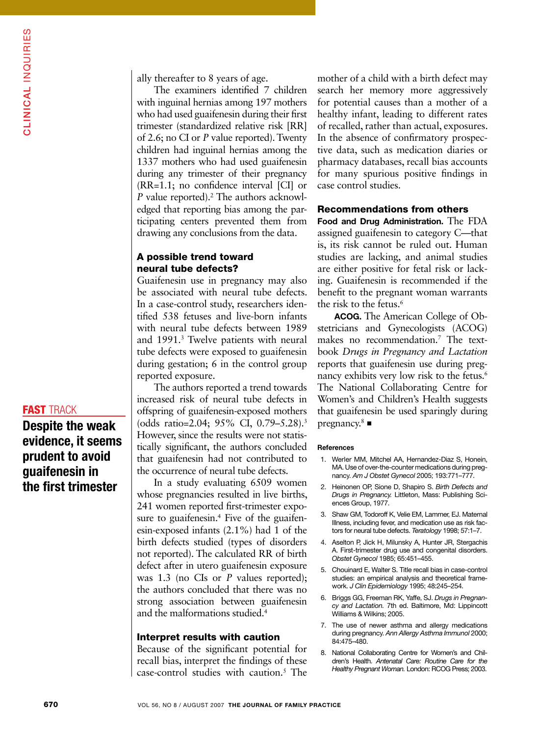ally thereafter to 8 years of age.

The examiners identified 7 children with inguinal hernias among 197 mothers who had used guaifenesin during their first trimester (standardized relative risk [RR] of 2.6; no CI or *P* value reported). Twenty children had inguinal hernias among the 1337 mothers who had used guaifenesin during any trimester of their pregnancy (RR=1.1; no confidence interval [CI] or *P* value reported).[2] The authors acknowledged that reporting bias among the participating centers prevented them from drawing any conclusions from the data.

### A possible trend toward neural tube defects?

Guaifenesin use in pregnancy may also be associated with neural tube defects. In a case-control study, researchers identified 538 fetuses and live-born infants with neural tube defects between 1989 and 1991.[3] Twelve patients with neural tube defects were exposed to guaifenesin during gestation; 6 in the control group reported exposure.

The authors reported a trend towards increased risk of neural tube defects in offspring of guaifenesin-exposed mothers (odds ratio=2.04; 95% CI, 0.79–5.28).[3] However, since the results were not statistically significant, the authors concluded that guaifenesin had not contributed to the occurrence of neural tube defects.

In a study evaluating 6509 women whose pregnancies resulted in live births, 241 women reported first-trimester exposure to guaifenesin.[4] Five of the guaifenesin-exposed infants (2.1%) had 1 of the birth defects studied (types of disorders not reported). The calculated RR of birth defect after in utero guaifenesin exposure was 1.3 (no CIs or *P* values reported); the authors concluded that there was no strong association between guaifenesin and the malformations studied.[4]

**FAST TRACK**

**Despite the weak evidence, it seems prudent to avoid guaifenesin in the first trimester**

### Interpret results with caution

Because of the significant potential for recall bias, interpret the findings of these case-control studies with caution.[5] The mother of a child with a birth defect may search her memory more aggressively for potential causes than a mother of a healthy infant, leading to different rates of recalled, rather than actual, exposures. In the absence of confirmatory prospective data, such as medication diaries or pharmacy databases, recall bias accounts for many spurious positive findings in case control studies.

### Recommendations from others

**Food and Drug Administration.** The FDA assigned guaifenesin to category C—that is, its risk cannot be ruled out. Human studies are lacking, and animal studies are either positive for fetal risk or lacking. Guaifenesin is recommended if the benefit to the pregnant woman warrants the risk to the fetus.[6]

**ACOG.** The American College of Obstetricians and Gynecologists (ACOG) makes no recommendation.[7] The textbook *Drugs in Pregnancy and Lactation* reports that guaifenesin use during pregnancy exhibits very low risk to the fetus.[6] The National Collaborating Centre for Women's and Children's Health suggests that guaifenesin be used sparingly during pregnancy.[8] ■

#### References

1. Werler MM, Mitchel AA, Hernandez-Diaz S, Honein, MA. Use of over-the-counter medications during pregnancy. *Am J Obstet Gynecol* 2005; 193:771–777.
2. Heinonen OP, Sione D, Shapiro S. *Birth Defects and Drugs in Pregnancy.* Littleton, Mass: Publishing Sciences Group, 1977.
3. Shaw GM, Todoroff K, Velie EM, Lammer, EJ. Maternal Illness, including fever, and medication use as risk factors for neural tube defects. *Teratology* 1998; 57:1–7.
4. Aselton P, Jick H, Milunsky A, Hunter JR, Stergachis A. First-trimester drug use and congenital disorders. *Obstet Gynecol* 1985; 65:451–455.
5. Chouinard E, Walter S. Title recall bias in case-control studies: an empirical analysis and theoretical framework. *J Clin Epidemiology* 1995; 48:245–254.
6. Briggs GG, Freeman RK, Yaffe, SJ. *Drugs in Pregnancy and Lactation.* 7th ed. Baltimore, Md: Lippincott Williams & Wilkins; 2005.
7. The use of newer asthma and allergy medications during pregnancy. *Ann Allergy Asthma Immunol* 2000; 84:475–480.
8. National Collaborating Centre for Women's and Children's Health. *Antenatal Care: Routine Care for the Healthy Pregnant Woman.* London: RCOG Press; 2003.